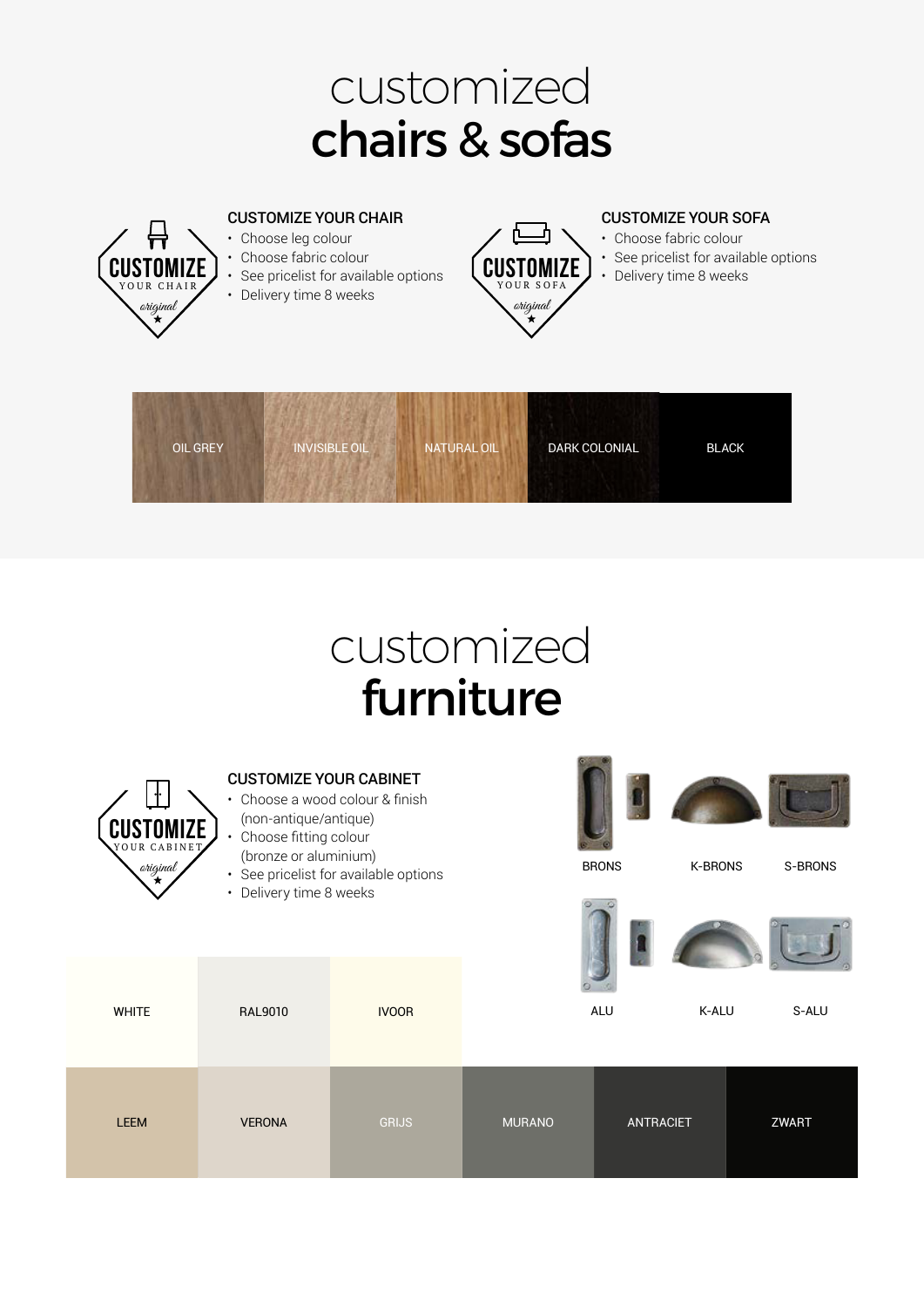# customized **chairs & sofas**

CUSTOMIZE YOUR CHAIR original

### CUSTOMIZE YOUR CHAIR

- Choose leg colour
- Choose fabric colour
- See pricelist for available options
- Delivery time 8 weeks

CUSTOMIZE YOUR SOFA original

### CUSTOMIZE YOUR SOFA

- Choose fabric colour
- See pricelist for available options
- Delivery time 8 weeks

OIL GREY | INVISIBLE OIL | NATURAL OIL | DARK COLONIAL | BLACK

# customized **furniture**

CUSTOMIZE YOUR CABINET original

### CUSTOMIZE YOUR CABINET

- Choose a wood colour & finish (non-antique/antique)
- Choose fitting colour (bronze or aluminium)
- See pricelist for available options
- Delivery time 8 weeks

BRONS | K-BRONS | S-BRONS

ALU | K-ALU | S-ALU

WHITE | RAL9010 | IVOOR

LEEM | VERONA | GRIJS | MURANO | ANTRACIET | ZWART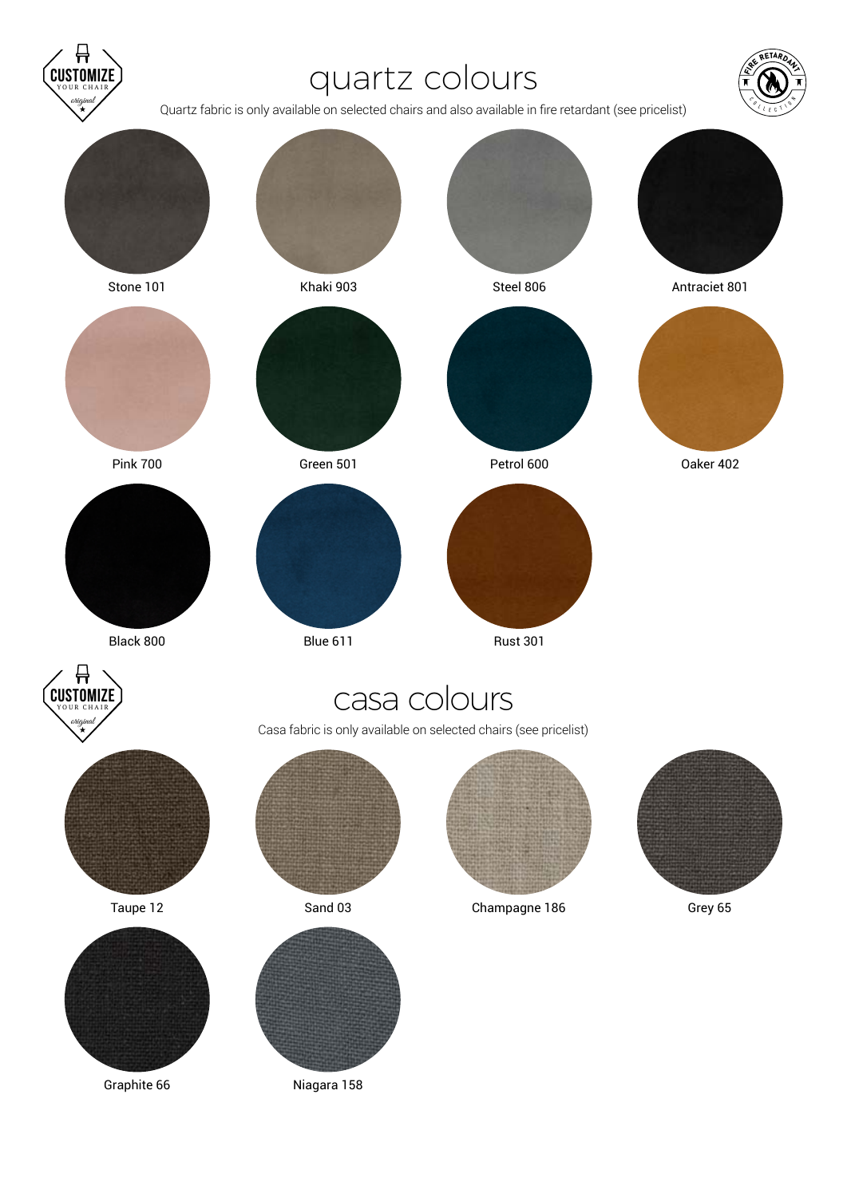CUSTOMIZE YOUR CHAIR original

# quartz colours

Quartz fabric is only available on selected chairs and also available in fire retardant (see pricelist)

FIRE RETARDANT COLLECTION

Stone 101

Khaki 903

Steel 806

Antraciet 801

Pink 700

Green 501

Petrol 600

Oaker 402

Black 800

Blue 611

Rust 301

CUSTOMIZE YOUR CHAIR original

# casa colours

Casa fabric is only available on selected chairs (see pricelist)

Taupe 12

Sand 03

Champagne 186

Grey 65

Graphite 66

Niagara 158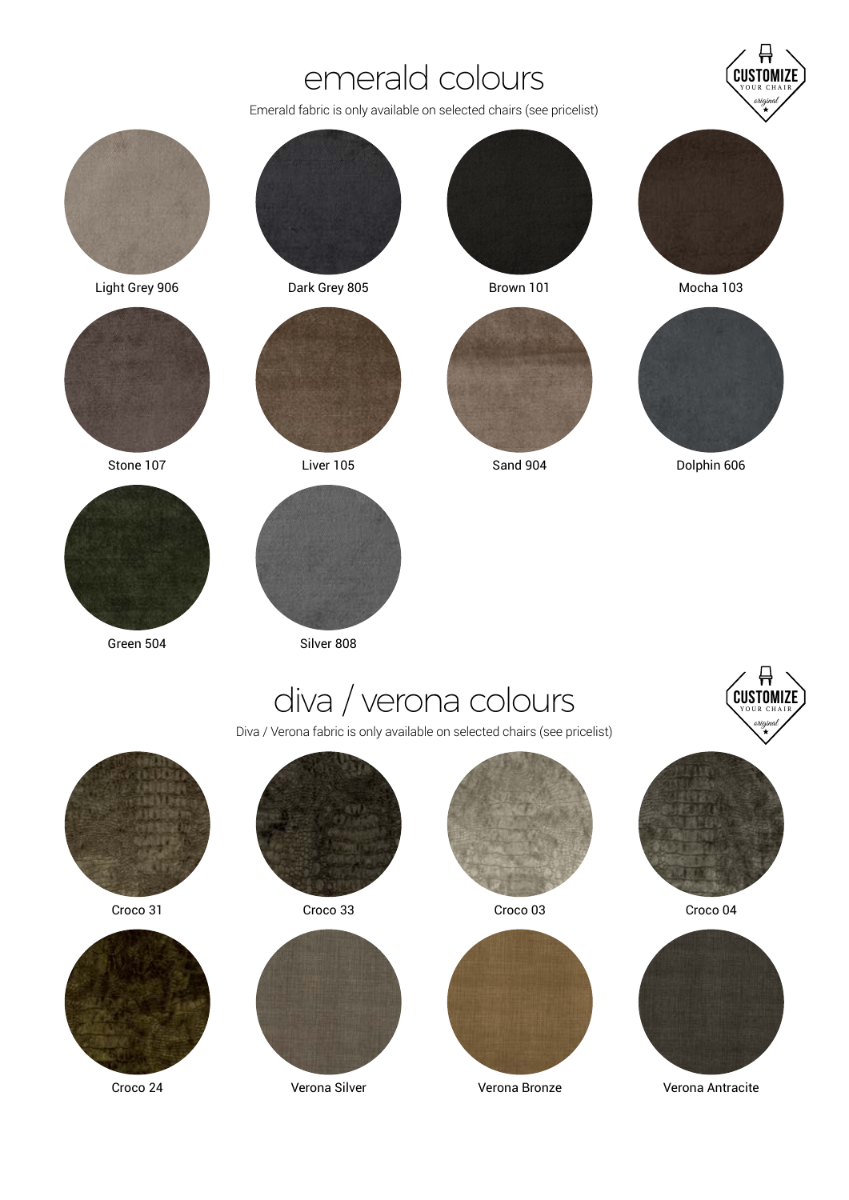# emerald colours

Emerald fabric is only available on selected chairs (see pricelist)

CUSTOMIZE YOUR CHAIR original

Light Grey 906

Dark Grey 805

Brown 101

Mocha 103

Stone 107

Liver 105

Sand 904

Dolphin 606

Green 504

Silver 808

# diva / verona colours

Diva / Verona fabric is only available on selected chairs (see pricelist)

CUSTOMIZE YOUR CHAIR original

Croco 31

Croco 33

Croco 03

Croco 04

Croco 24

Verona Silver

Verona Bronze

Verona Antracite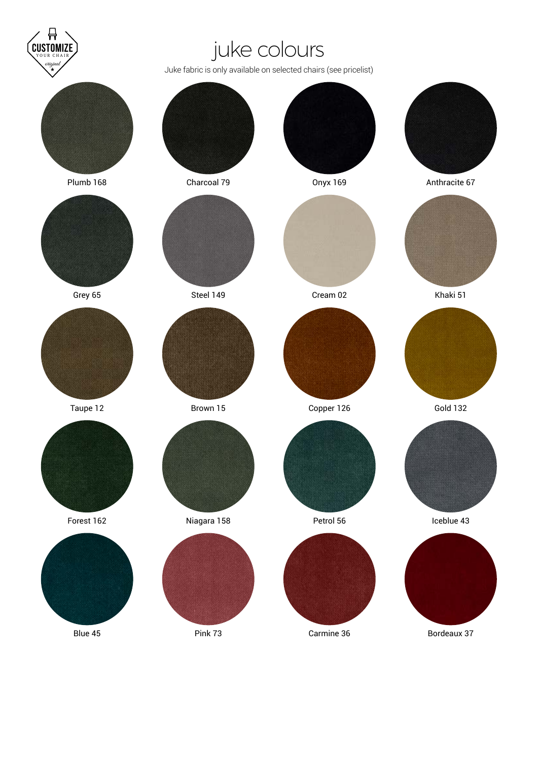# juke colours

Juke fabric is only available on selected chairs (see pricelist)

| | | | |
|---|---|---|---|
| Plumb 168 | Charcoal 79 | Onyx 169 | Anthracite 67 |
| Grey 65 | Steel 149 | Cream 02 | Khaki 51 |
| Taupe 12 | Brown 15 | Copper 126 | Gold 132 |
| Forest 162 | Niagara 158 | Petrol 56 | Iceblue 43 |
| Blue 45 | Pink 73 | Carmine 36 | Bordeaux 37 |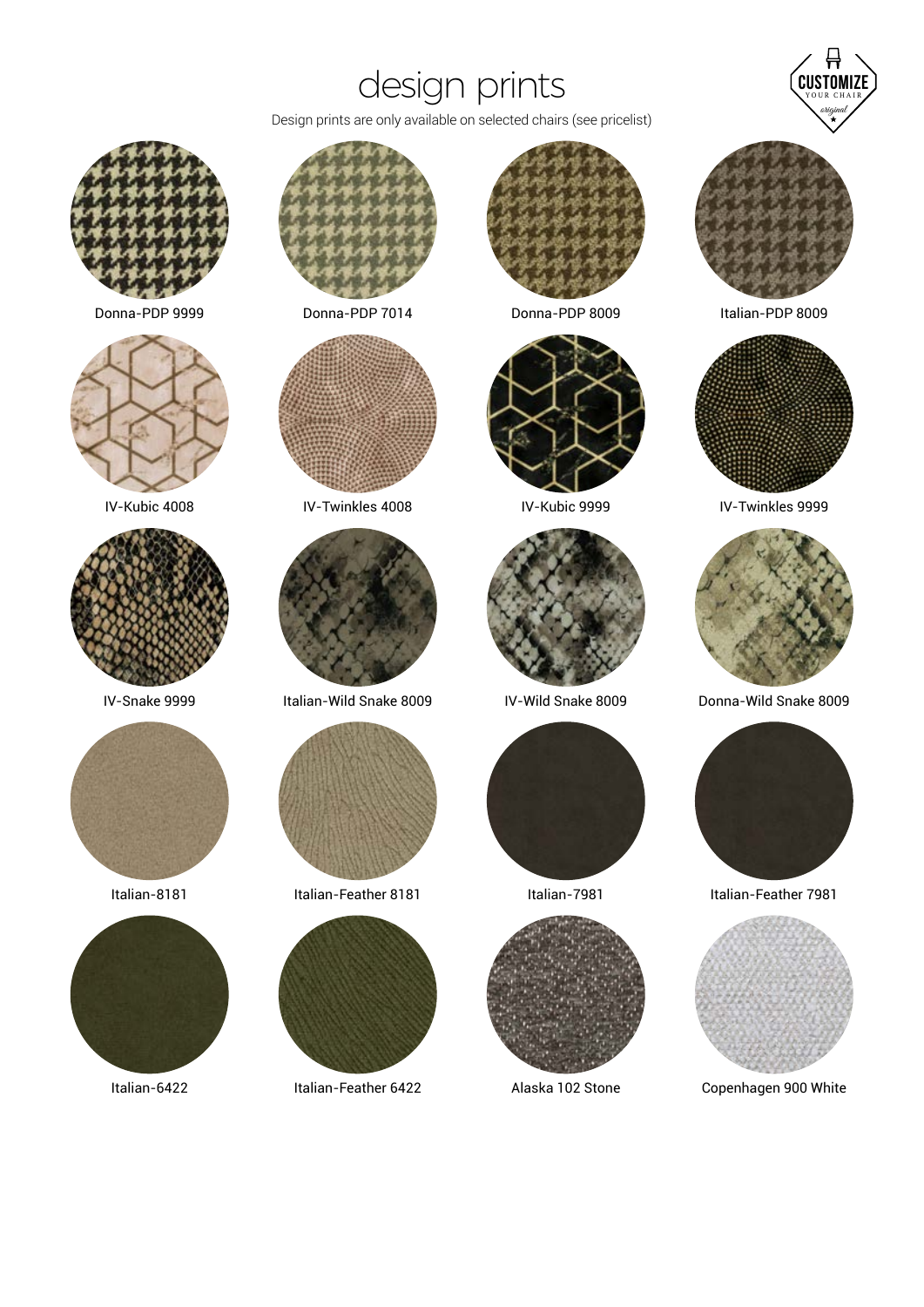# design prints

Design prints are only available on selected chairs (see pricelist)

CUSTOMIZE YOUR CHAIR original

Donna-PDP 9999

Donna-PDP 7014

Donna-PDP 8009

Italian-PDP 8009

IV-Kubic 4008

IV-Twinkles 4008

IV-Kubic 9999

IV-Twinkles 9999

IV-Snake 9999

Italian-Wild Snake 8009

IV-Wild Snake 8009

Donna-Wild Snake 8009

Italian-8181

Italian-Feather 8181

Italian-7981

Italian-Feather 7981

Italian-6422

Italian-Feather 6422

Alaska 102 Stone

Copenhagen 900 White